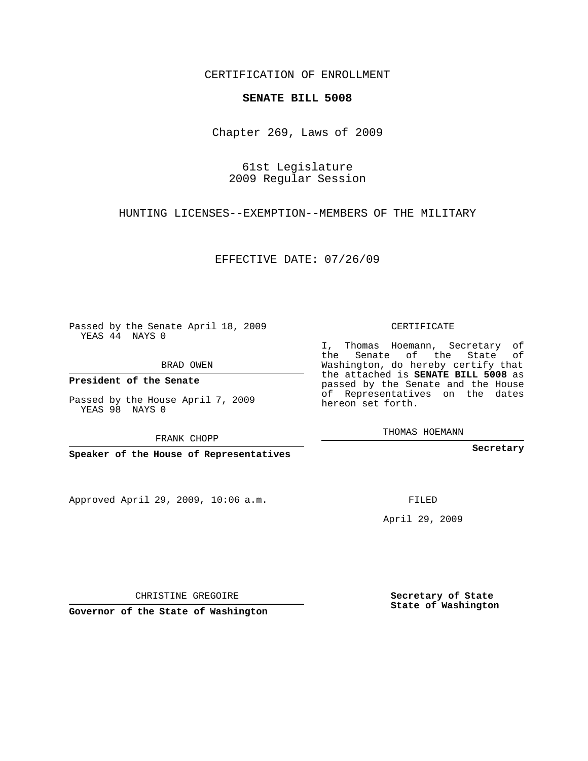CERTIFICATION OF ENROLLMENT

**SENATE BILL 5008**

Chapter 269, Laws of 2009

61st Legislature
2009 Regular Session

HUNTING LICENSES--EXEMPTION--MEMBERS OF THE MILITARY

EFFECTIVE DATE: 07/26/09

Passed by the Senate April 18, 2009
YEAS 44 NAYS 0

BRAD OWEN

**President of the Senate**

Passed by the House April 7, 2009
YEAS 98 NAYS 0

FRANK CHOPP

**Speaker of the House of Representatives**

Approved April 29, 2009, 10:06 a.m.

CHRISTINE GREGOIRE

**Governor of the State of Washington**

CERTIFICATE

I, Thomas Hoemann, Secretary of the Senate of the State of Washington, do hereby certify that the attached is **SENATE BILL 5008** as passed by the Senate and the House of Representatives on the dates hereon set forth.

THOMAS HOEMANN

**Secretary**

FILED

April 29, 2009

**Secretary of State**
**State of Washington**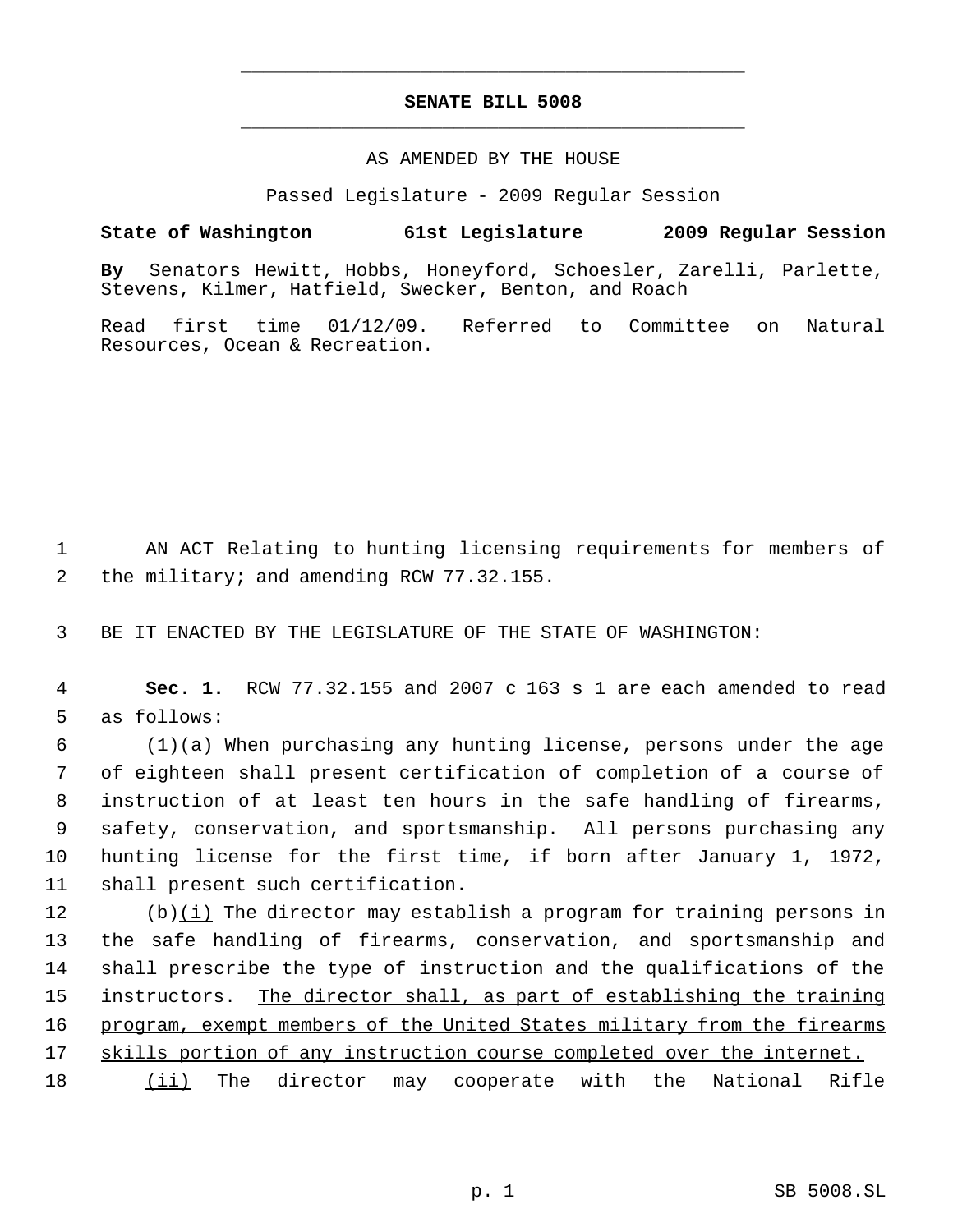# SENATE BILL 5008

AS AMENDED BY THE HOUSE

Passed Legislature - 2009 Regular Session

**State of Washington 61st Legislature 2009 Regular Session**

**By** Senators Hewitt, Hobbs, Honeyford, Schoesler, Zarelli, Parlette, Stevens, Kilmer, Hatfield, Swecker, Benton, and Roach

Read first time 01/12/09. Referred to Committee on Natural Resources, Ocean & Recreation.

1 AN ACT Relating to hunting licensing requirements for members of
2 the military; and amending RCW 77.32.155.

3 BE IT ENACTED BY THE LEGISLATURE OF THE STATE OF WASHINGTON:

4 **Sec. 1.** RCW 77.32.155 and 2007 c 163 s 1 are each amended to read
5 as follows:

6 (1)(a) When purchasing any hunting license, persons under the age
7 of eighteen shall present certification of completion of a course of
8 instruction of at least ten hours in the safe handling of firearms,
9 safety, conservation, and sportsmanship. All persons purchasing any
10 hunting license for the first time, if born after January 1, 1972,
11 shall present such certification.

12 (b)<u>(i)</u> The director may establish a program for training persons in
13 the safe handling of firearms, conservation, and sportsmanship and
14 shall prescribe the type of instruction and the qualifications of the
15 instructors. <u>The director shall, as part of establishing the training</u>
16 <u>program, exempt members of the United States military from the firearms</u>
17 <u>skills portion of any instruction course completed over the internet.</u>

18 <u>(ii)</u> The director may cooperate with the National Rifle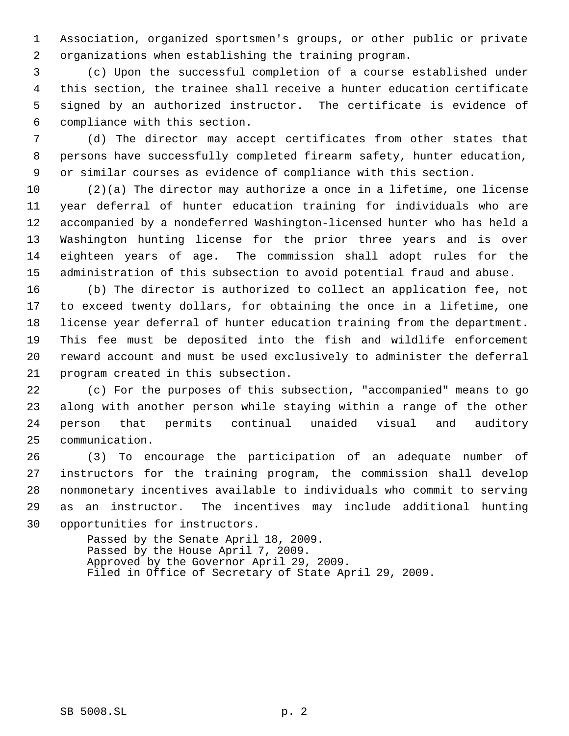Association, organized sportsmen's groups, or other public or private organizations when establishing the training program.

(c) Upon the successful completion of a course established under this section, the trainee shall receive a hunter education certificate signed by an authorized instructor. The certificate is evidence of compliance with this section.

(d) The director may accept certificates from other states that persons have successfully completed firearm safety, hunter education, or similar courses as evidence of compliance with this section.

(2)(a) The director may authorize a once in a lifetime, one license year deferral of hunter education training for individuals who are accompanied by a nondeferred Washington-licensed hunter who has held a Washington hunting license for the prior three years and is over eighteen years of age. The commission shall adopt rules for the administration of this subsection to avoid potential fraud and abuse.

(b) The director is authorized to collect an application fee, not to exceed twenty dollars, for obtaining the once in a lifetime, one license year deferral of hunter education training from the department. This fee must be deposited into the fish and wildlife enforcement reward account and must be used exclusively to administer the deferral program created in this subsection.

(c) For the purposes of this subsection, "accompanied" means to go along with another person while staying within a range of the other person that permits continual unaided visual and auditory communication.

(3) To encourage the participation of an adequate number of instructors for the training program, the commission shall develop nonmonetary incentives available to individuals who commit to serving as an instructor. The incentives may include additional hunting opportunities for instructors.

Passed by the Senate April 18, 2009.
Passed by the House April 7, 2009.
Approved by the Governor April 29, 2009.
Filed in Office of Secretary of State April 29, 2009.